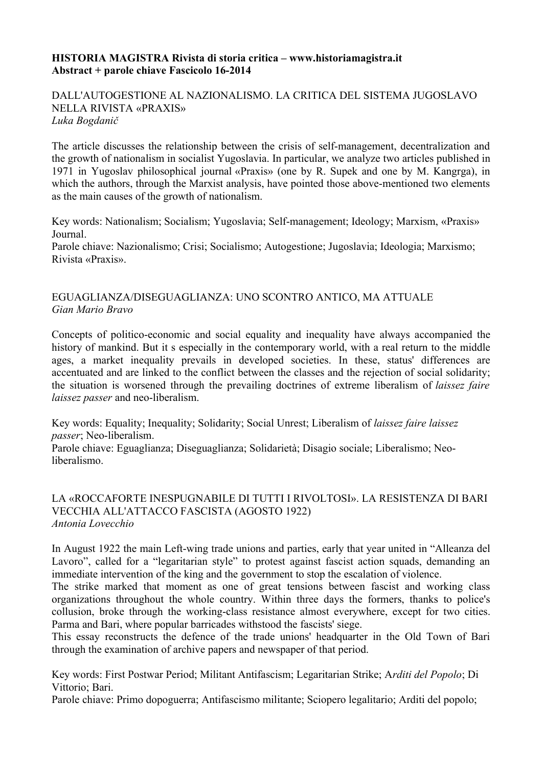**HISTORIA MAGISTRA Rivista di storia critica – www.historiamagistra.it**
**Abstract + parole chiave Fascicolo 16-2014**

## DALL'AUTOGESTIONE AL NAZIONALISMO. LA CRITICA DEL SISTEMA JUGOSLAVO NELLA RIVISTA «PRAXIS»

*Luka Bogdanič*

The article discusses the relationship between the crisis of self-management, decentralization and the growth of nationalism in socialist Yugoslavia. In particular, we analyze two articles published in 1971 in Yugoslav philosophical journal «Praxis» (one by R. Supek and one by M. Kangrga), in which the authors, through the Marxist analysis, have pointed those above-mentioned two elements as the main causes of the growth of nationalism.

Key words: Nationalism; Socialism; Yugoslavia; Self-management; Ideology; Marxism, «Praxis» Journal.
Parole chiave: Nazionalismo; Crisi; Socialismo; Autogestione; Jugoslavia; Ideologia; Marxismo; Rivista «Praxis».

## EGUAGLIANZA/DISEGUAGLIANZA: UNO SCONTRO ANTICO, MA ATTUALE

*Gian Mario Bravo*

Concepts of politico-economic and social equality and inequality have always accompanied the history of mankind. But it s especially in the contemporary world, with a real return to the middle ages, a market inequality prevails in developed societies. In these, status' differences are accentuated and are linked to the conflict between the classes and the rejection of social solidarity; the situation is worsened through the prevailing doctrines of extreme liberalism of *laissez faire laissez passer* and neo-liberalism.

Key words: Equality; Inequality; Solidarity; Social Unrest; Liberalism of *laissez faire laissez passer*; Neo-liberalism.
Parole chiave: Eguaglianza; Diseguaglianza; Solidarietà; Disagio sociale; Liberalismo; Neo-liberalismo.

## LA «ROCCAFORTE INESPUGNABILE DI TUTTI I RIVOLTOSI». LA RESISTENZA DI BARI VECCHIA ALL'ATTACCO FASCISTA (AGOSTO 1922)

*Antonia Lovecchio*

In August 1922 the main Left-wing trade unions and parties, early that year united in "Alleanza del Lavoro", called for a "legaritarian style" to protest against fascist action squads, demanding an immediate intervention of the king and the government to stop the escalation of violence.
The strike marked that moment as one of great tensions between fascist and working class organizations throughout the whole country. Within three days the formers, thanks to police's collusion, broke through the working-class resistance almost everywhere, except for two cities. Parma and Bari, where popular barricades withstood the fascists' siege.
This essay reconstructs the defence of the trade unions' headquarter in the Old Town of Bari through the examination of archive papers and newspaper of that period.

Key words: First Postwar Period; Militant Antifascism; Legaritarian Strike; A*rditi del Popolo*; Di Vittorio; Bari.
Parole chiave: Primo dopoguerra; Antifascismo militante; Sciopero legalitario; Arditi del popolo;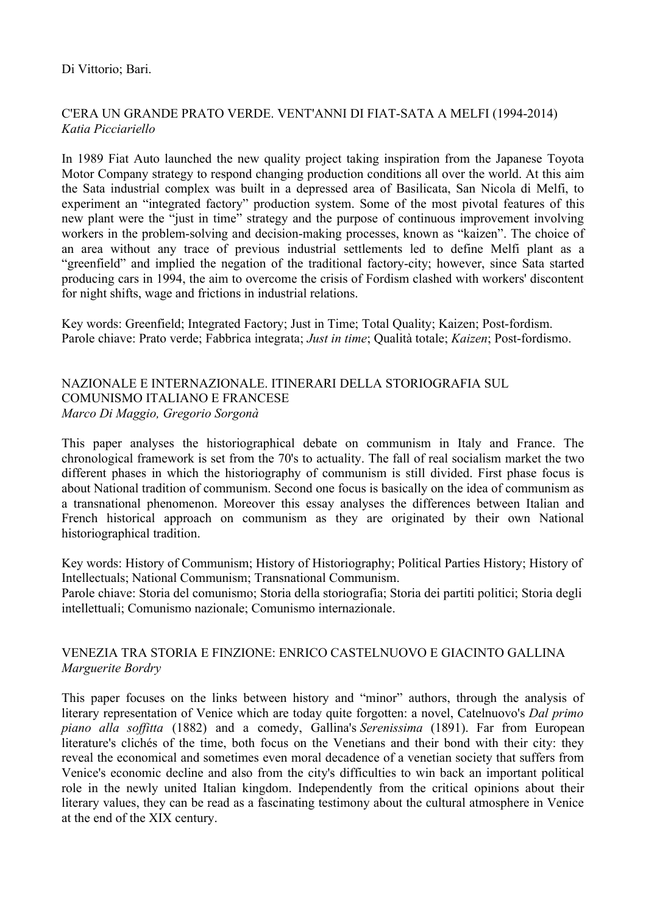Di Vittorio; Bari.

## C'ERA UN GRANDE PRATO VERDE. VENT'ANNI DI FIAT-SATA A MELFI (1994-2014)

*Katia Picciariello*

In 1989 Fiat Auto launched the new quality project taking inspiration from the Japanese Toyota Motor Company strategy to respond changing production conditions all over the world. At this aim the Sata industrial complex was built in a depressed area of Basilicata, San Nicola di Melfi, to experiment an "integrated factory" production system. Some of the most pivotal features of this new plant were the "just in time" strategy and the purpose of continuous improvement involving workers in the problem-solving and decision-making processes, known as "kaizen". The choice of an area without any trace of previous industrial settlements led to define Melfi plant as a "greenfield" and implied the negation of the traditional factory-city; however, since Sata started producing cars in 1994, the aim to overcome the crisis of Fordism clashed with workers' discontent for night shifts, wage and frictions in industrial relations.

Key words: Greenfield; Integrated Factory; Just in Time; Total Quality; Kaizen; Post-fordism.
Parole chiave: Prato verde; Fabbrica integrata; *Just in time*; Qualità totale; *Kaizen*; Post-fordismo.

## NAZIONALE E INTERNAZIONALE. ITINERARI DELLA STORIOGRAFIA SUL COMUNISMO ITALIANO E FRANCESE

*Marco Di Maggio, Gregorio Sorgonà*

This paper analyses the historiographical debate on communism in Italy and France. The chronological framework is set from the 70's to actuality. The fall of real socialism market the two different phases in which the historiography of communism is still divided. First phase focus is about National tradition of communism. Second one focus is basically on the idea of communism as a transnational phenomenon. Moreover this essay analyses the differences between Italian and French historical approach on communism as they are originated by their own National historiographical tradition.

Key words: History of Communism; History of Historiography; Political Parties History; History of Intellectuals; National Communism; Transnational Communism.
Parole chiave: Storia del comunismo; Storia della storiografia; Storia dei partiti politici; Storia degli intellettuali; Comunismo nazionale; Comunismo internazionale.

## VENEZIA TRA STORIA E FINZIONE: ENRICO CASTELNUOVO E GIACINTO GALLINA

*Marguerite Bordry*

This paper focuses on the links between history and "minor" authors, through the analysis of literary representation of Venice which are today quite forgotten: a novel, Catelnuovo's *Dal primo piano alla soffitta* (1882) and a comedy, Gallina's *Serenissima* (1891). Far from European literature's clichés of the time, both focus on the Venetians and their bond with their city: they reveal the economical and sometimes even moral decadence of a venetian society that suffers from Venice's economic decline and also from the city's difficulties to win back an important political role in the newly united Italian kingdom. Independently from the critical opinions about their literary values, they can be read as a fascinating testimony about the cultural atmosphere in Venice at the end of the XIX century.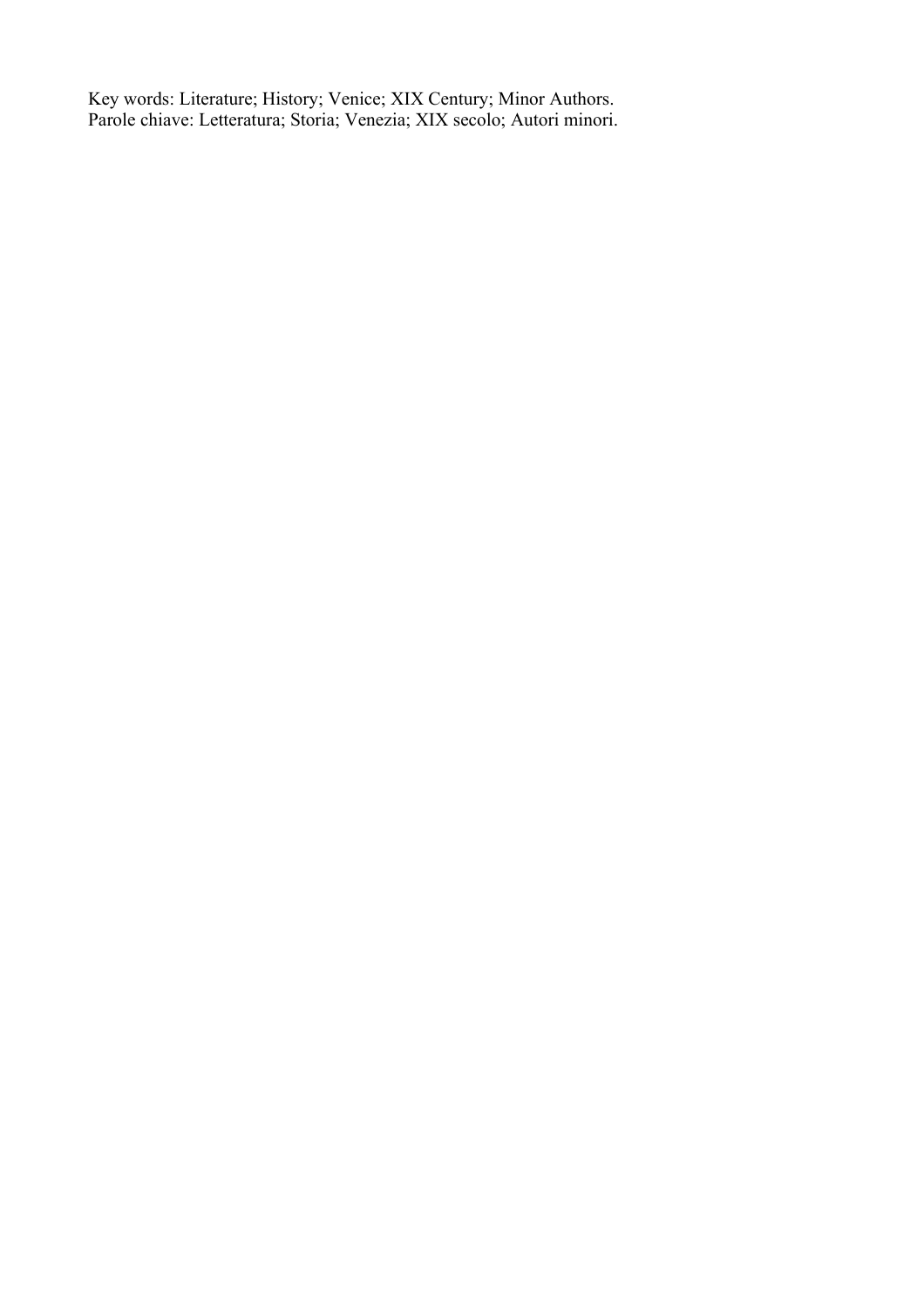Key words: Literature; History; Venice; XIX Century; Minor Authors.
Parole chiave: Letteratura; Storia; Venezia; XIX secolo; Autori minori.